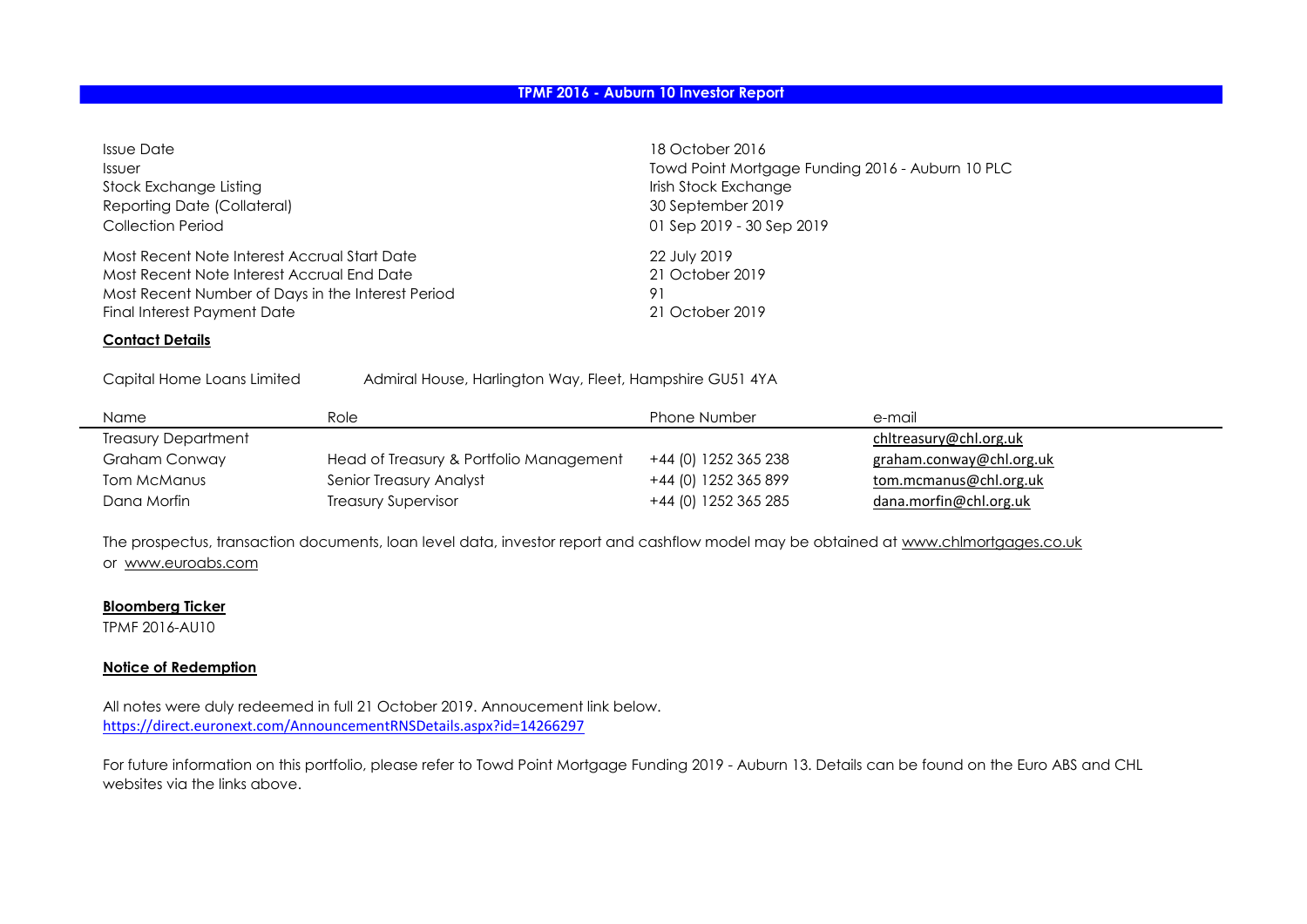# TPMF 2016 - Auburn 10 Investor Report

| | |
|---|---|
| Issue Date | 18 October 2016 |
| Issuer | Towd Point Mortgage Funding 2016 - Auburn 10 PLC |
| Stock Exchange Listing | Irish Stock Exchange |
| Reporting Date (Collateral) | 30 September 2019 |
| Collection Period | 01 Sep 2019 - 30 Sep 2019 |
| Most Recent Note Interest Accrual Start Date | 22 July 2019 |
| Most Recent Note Interest Accrual End Date | 21 October 2019 |
| Most Recent Number of Days in the Interest Period | 91 |
| Final Interest Payment Date | 21 October 2019 |

**Contact Details**

Capital Home Loans Limited Admiral House, Harlington Way, Fleet, Hampshire GU51 4YA

| Name | Role | Phone Number | e-mail |
|---|---|---|---|
| Treasury Department | | | chltreasury@chl.org.uk |
| Graham Conway | Head of Treasury & Portfolio Management | +44 (0) 1252 365 238 | graham.conway@chl.org.uk |
| Tom McManus | Senior Treasury Analyst | +44 (0) 1252 365 899 | tom.mcmanus@chl.org.uk |
| Dana Morfin | Treasury Supervisor | +44 (0) 1252 365 285 | dana.morfin@chl.org.uk |

The prospectus, transaction documents, loan level data, investor report and cashflow model may be obtained at www.chlmortgages.co.uk or www.euroabs.com

**Bloomberg Ticker**

TPMF 2016-AU10

**Notice of Redemption**

All notes were duly redeemed in full 21 October 2019. Annoucement link below.
https://direct.euronext.com/AnnouncementRNSDetails.aspx?id=14266297

For future information on this portfolio, please refer to Towd Point Mortgage Funding 2019 - Auburn 13. Details can be found on the Euro ABS and CHL websites via the links above.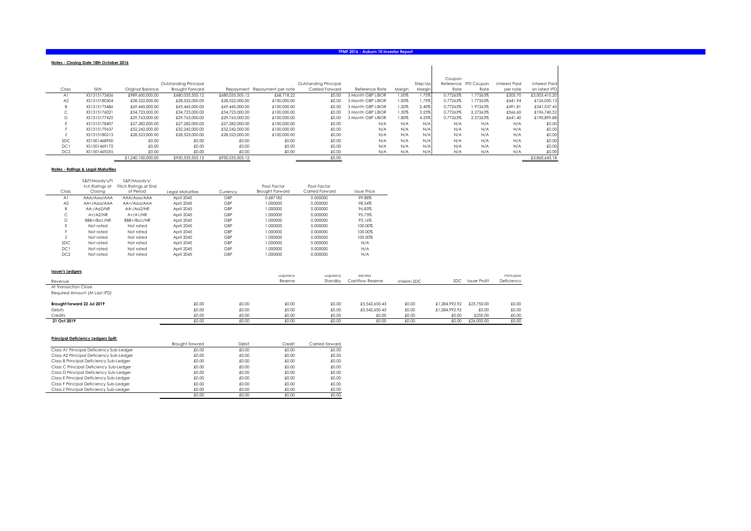**Notes - Closing Date 18th October 2016**

| Class | ISIN | Original Balance | Outstanding Principal Brought Forward | Repayment | Repayment per note | Outstanding Principal Carried Forward | Reference Rate | Margin | Step-Up Margin | Coupon Reference Rate | IPD Coupon Rate | Interest Paid per note | Interest Paid on latest IPD |
|---|---|---|---|---|---|---|---|---|---|---|---|---|---|
| A1 | XS1315173606 | £989,600,000.00 | £680,035,505.12 | £680,035,505.12 | £68,718.22 | £0.00 | 3 Month GBP LIBOR | 1.00% | 1.75% | 0.77263% | 1.77263% | £303.70 | £3,005,415.20 |
| A2 | XS1315180304 | £28,522,000.00 | £28,522,000.00 | £28,522,000.00 | £100,000.00 | £0.00 | 3 Month GBP LIBOR | 1.00% | 1.75% | 0.77263% | 1.77263% | £441.94 | £126,050.13 |
| B | XS1315175486 | £69,445,000.00 | £69,445,000.00 | £69,445,000.00 | £100,000.00 | £0.00 | 3 Month GBP LIBOR | 1.20% | 2.40% | 0.77263% | 1.97263% | £491.81 | £341,537.45 |
| C | XS1315176021 | £34,723,000.00 | £34,723,000.00 | £34,723,000.00 | £100,000.00 | £0.00 | 3 Month GBP LIBOR | 1.50% | 3.25% | 0.77263% | 2.27263% | £566.60 | £196,740.52 |
| D | XS1315177425 | £29,763,000.00 | £29,763,000.00 | £29,763,000.00 | £100,000.00 | £0.00 | 3 Month GBP LIBOR | 1.80% | 4.25% | 0.77263% | 2.57263% | £641.40 | £190,899.88 |
| E | XS1315178407 | £27,282,000.00 | £27,282,000.00 | £27,282,000.00 | £100,000.00 | £0.00 | N/A | N/A | N/A | N/A | N/A | N/A | £0.00 |
| F | XS1315179637 | £32,242,000.00 | £32,242,000.00 | £32,242,000.00 | £100,000.00 | £0.00 | N/A | N/A | N/A | N/A | N/A | N/A | £0.00 |
| Z | XS1315180213 | £28,523,000.00 | £28,523,000.00 | £28,523,000.00 | £100,000.00 | £0.00 | N/A | N/A | N/A | N/A | N/A | N/A | £0.00 |
| SDC | XS1501468950 | £0.00 | £0.00 | £0.00 | £0.00 | £0.00 | N/A | N/A | N/A | N/A | N/A | N/A | £0.00 |
| DC1 | XS1501469172 | £0.00 | £0.00 | £0.00 | £0.00 | £0.00 | N/A | N/A | N/A | N/A | N/A | N/A | £0.00 |
| DC2 | XS1501469255 | £0.00 | £0.00 | £0.00 | £0.00 | £0.00 | N/A | N/A | N/A | N/A | N/A | N/A | £0.00 |
| | | £1,240,100,000.00 | £930,535,505.12 | £930,535,505.12 | | £0.00 | | | | | | | £3,860,643.18 |

**Notes - Ratings & Legal Maturities**

| Class | S&P/Moody's/Fitch Ratings at Closing | S&P/Moody's/Fitch Ratings at End of Period | Legal Maturities | Currency | Pool Factor Brought Forward | Pool Factor Carried Forward | Issue Price |
|---|---|---|---|---|---|---|---|
| A1 | AAA/Aaa/AAA | AAA/Aaa/AAA | April 2045 | GBP | 0.687182 | 0.000000 | 99.88% |
| A2 | AA+/Aaa/AAA | AA+/Aaa/AAA | April 2045 | GBP | 1.000000 | 0.000000 | 98.54% |
| B | AA-/Aa2/NR | AA-/Aa2/NR | April 2045 | GBP | 1.000000 | 0.000000 | 96.83% |
| C | A+/A2/NR | A+/A1/NR | April 2045 | GBP | 1.000000 | 0.000000 | 95.73% |
| D | BBB+/Ba1/NR | BBB+/Ba1/NR | April 2045 | GBP | 1.000000 | 0.000000 | 93.16% |
| E | Not rated | Not rated | April 2045 | GBP | 1.000000 | 0.000000 | 100.00% |
| F | Not rated | Not rated | April 2045 | GBP | 1.000000 | 0.000000 | 100.00% |
| Z | Not rated | Not rated | April 2045 | GBP | 1.000000 | 0.000000 | 100.00% |
| SDC | Not rated | Not rated | April 2045 | GBP | 1.000000 | 0.000000 | N/A |
| DC1 | Not rated | Not rated | April 2045 | GBP | 1.000000 | 0.000000 | N/A |
| DC2 | Not rated | Not rated | April 2045 | GBP | 1.000000 | 0.000000 | N/A |

**Issuer's Ledgers**

| Revenue | | | Liquidity Reserve | Liquidity Standby | Excess Cashflow Reserve | Interim SDC | SDC | Issuer Profit | Principal Deficiency |
|---|---|---|---|---|---|---|---|---|---|
| At Transaction Close | | | | | | | | | |
| Required Amount (At Last IPD) | | | | | | | | | |
| **Brought forward 22 Jul 2019** | £0.00 | £0.00 | £0.00 | £0.00 | £5,542,650.43 | £0.00 | £1,284,992.92 | £25,750.00 | £0.00 |
| Debits | £0.00 | £0.00 | £0.00 | £0.00 | £5,542,650.43 | £0.00 | £1,284,992.92 | £0.00 | £0.00 |
| Credits | £0.00 | £0.00 | £0.00 | £0.00 | £0.00 | £0.00 | £0.00 | £250.00 | £0.00 |
| **21 Oct 2019** | £0.00 | £0.00 | £0.00 | £0.00 | £0.00 | £0.00 | £0.00 | £26,000.00 | £0.00 |

**Principal Deficiency Ledgers Split:**

| | Brought forward | Debit | Credit | Carried forward |
|---|---|---|---|---|
| Class A1 Principal Deficiency Sub-Ledger | £0.00 | £0.00 | £0.00 | £0.00 |
| Class A2 Principal Deficiency Sub-Ledger | £0.00 | £0.00 | £0.00 | £0.00 |
| Class B Principal Deficiency Sub-Ledger | £0.00 | £0.00 | £0.00 | £0.00 |
| Class C Principal Deficiency Sub-Ledger | £0.00 | £0.00 | £0.00 | £0.00 |
| Class D Principal Deficiency Sub-Ledger | £0.00 | £0.00 | £0.00 | £0.00 |
| Class E Principal Deficiency Sub-Ledger | £0.00 | £0.00 | £0.00 | £0.00 |
| Class F Principal Deficiency Sub-Ledger | £0.00 | £0.00 | £0.00 | £0.00 |
| Class Z Principal Deficiency Sub-Ledger | £0.00 | £0.00 | £0.00 | £0.00 |
| | £0.00 | £0.00 | £0.00 | £0.00 |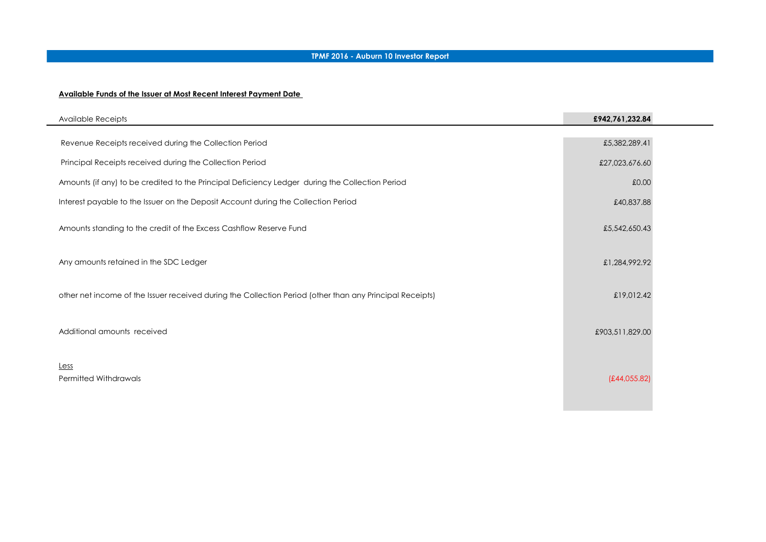# TPMF 2016 - Auburn 10 Investor Report

**Available Funds of the Issuer at Most Recent Interest Payment Date**

| Available Receipts | **£942,761,232.84** |
|---|---|
| Revenue Receipts received during the Collection Period | £5,382,289.41 |
| Principal Receipts received during the Collection Period | £27,023,676.60 |
| Amounts (if any) to be credited to the Principal Deficiency Ledger during the Collection Period | £0.00 |
| Interest payable to the Issuer on the Deposit Account during the Collection Period | £40,837.88 |
| Amounts standing to the credit of the Excess Cashflow Reserve Fund | £5,542,650.43 |
| Any amounts retained in the SDC Ledger | £1,284,992.92 |
| other net income of the Issuer received during the Collection Period (other than any Principal Receipts) | £19,012.42 |
| Additional amounts received | £903,511,829.00 |
| Less | |
| Permitted Withdrawals | (£44,055.82) |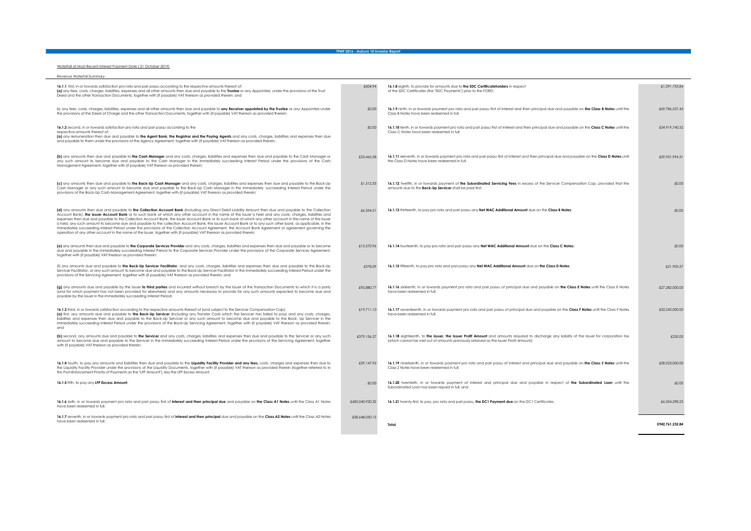# TPMF 2016 - Auburn 10 Investor Report

Waterfall at Most Recent Interest Payment Date ( 21 October 2019)

Revenue Waterfall Summary

| | |
|---|---|
| **16.1.1**. first, in or towards satisfaction pro rata and pari passu according to the respective amounts thereof of: **(a)** any fees, costs, charges, liabilities, expenses and all other amounts then due and payable to the **Trustee** or any Appointee, under the provisions of the Trust Deed and the other Transaction Documents, together with (if payable) VAT thereon as provided therein; and | £604.94 |
| b) any fees, costs, charges, liabilities, expenses and all other amounts then due and payable to **any Receiver appointed by the Trustee** or any Appointee under the provisions of the Deed of Charge and the other Transaction Documents, together with (if payable) VAT thereon as provided therein; | £0.00 |
| **16.1.2** second, in or towards satisfaction pro rata and pari passu according to the respective amounts thereof of: **(a)** any remuneration then due and payable to **the Agent Bank, the Registrar and the Paying Agents** and any costs, charges, liabilities and expenses then due and payable to them under the provisions of the Agency Agreement, together with (if payable) VAT thereon as provided therein; | £0.00 |
| **(b)** any amounts then due and payable to **the Cash Manager** and any costs, charges, liabilities and expenses then due and payable to the Cash Manager or any such amount to become due and payable to the Cash Manager in the immediately succeeding Interest Period under the provisions of the Cash Management Agreement, together with (if payable) VAT thereon as provided therein; | £23,465.58 |
| **(c)** any amounts then due and payable to **the Back-Up Cash Manager** and any costs, charges, liabilities and expenses then due and payable to the Back-Up Cash Manager or any such amount to become due and payable to the Back-Up Cash Manager in the immediately succeeding Interest Period under the provisions of the Back-Up Cash Management Agreement, together with (if payable) VAT thereon as provided therein; | £1,512.33 |
| **(d)** any amounts then due and payable to **the Collection Account Bank** (including any Direct Debit Liability Amount then due and payable to the Collection Account Bank), **the Issuer Account Bank** or to such bank at which any other account in the name of the Issuer is held and any costs, charges, liabilities and expenses then due and payable to the Collection Account Bank, the Issuer Account Bank or to such bank at which any other account in the name of the Issuer is held, any such amount to become due and payable to the collection Account Bank, the Issuer Account Bank or to any such other bank, as applicable, in the immediately succeeding Interest Period under the provisions of the Collection Account Agreement, the Account Bank Agreement or agreement governing the operation of any other account in the name of the Issuer, together with (if payable) VAT thereon as provided therein; | £6,354.51 |
| **(e)** any amounts then due and payable to **the Corporate Services Provider** and any costs, charges, liabilities and expenses then due and payable or to become due and payable in the immediately succeeding Interest Period to the Corporate Services Provider under the provisions of the Corporate Services Agreement, together with (if payable) VAT thereon as provided therein; | £15,570.96 |
| (f) any amounts due and payable to **the Back-Up Servicer Facilitator**, and any costs, charges, liabilities and expenses then due and payable to the Back-Up Servicer Facilitator, or any such amount to become due and payable to the Back-Up Servicer Facilitator in the immediately succeeding Interest Period under the provisions of the Servicing Agreement, together with (if payable) VAT thereon as provided therein; and | £378.09 |
| **(g)** any amounts due and payable by the Issuer **to third parties** and incurred without breach by the Issuer of the Transaction Documents to which it is a party (and for which payment has not been provided for elsewhere) and any amounts necessary to provide for any such amounts expected to become due and payable by the Issuer in the immediately succeeding Interest Period; | £92,880.77 |
| **16.1.3** third, in or towards satisfaction according to the respective amounts thereof of (and subject to the Servicer Compensation Cap): **(a)** first, any amounts due and payable to **the Back-Up Servicer** (including any Transfer Costs which the Servicer has failed to pay) and any costs, charges, liabilities and expenses then due and payable to the Back-Up Servicer or any such amount to become due and payable to the Back- Up Servicer in the immediately succeeding Interest Period under the provisions of the Back-Up Servicing Agreement, together with (if payable) VAT thereon as provided therein; and | £19,711.10 |
| **(b)** second, any amounts due and payable to **the Servicer** and any costs, charges, liabilities and expenses then due and payable to the Servicer or any such amount to become due and payable to the Servicer in the immediately succeeding Interest Period under the provisions of the Servicing Agreement, together with (if payable) VAT thereon as provided therein; | £379,156.27 |
| **16.1.4** fourth, to pay any amounts and liabilities then due and payable to the **Liquidity Facility Provider and any fees,** costs, charges and expenses then due to the Liquidity Facility Provider under the provisions of the Liquidity Documents, together with (if payable) VAT thereon as provided therein (together referred to in this Post-Enforcement Priority of Payments as the "LFP Amount"), less the LFP Excess Amount; | £29,147.92 |
| **16.1.5** fifth, to pay any **LFP Excess Amount**; | £0.00 |
| **16.1.6** sixth, in or towards payment pro rata and pari passu first of **interest and then principal due** and payable on **the Class A1 Notes** until the Class A1 Notes have been redeemed in full; | £683,040,920.32 |
| **16.1.7** seventh, in or towards payment pro rata and pari passu first of **interest and then principal** due and payable on **the Class A2 Notes** until the Class A2 Notes have been redeemed in full; | £28,648,050.13 |
| **16.1.8** eighth, to provide for amounts due to **the SDC Certificateholders** in respect of the SDC Certificates (the "SDC Payments") prior to the FORD; | £1,291,753.84 |
| **16.1.9** ninth, in or towards payment pro rata and pari passu first of interest and then principal due and payable on **the Class B Notes** until the Class B Notes have been redeemed in full; | £69,786,537.45 |
| **16.1.10** tenth, in or towards payment pro rata and pari passu first of interest and then principal due and payable on the **Class C Notes** until the Class C Notes have been redeemed in full; | £34,919,740.52 |
| **16.1.11** eleventh, in or towards payment pro rata and pari passu first of interest and then principal due and payable on the **Class D Notes** until the Class D Notes have been redeemed in full; | £29,931,994.31 |
| **16.1.12** twelfth, in or towards payment of **the Subordinated Servicing Fees** in excess of the Servicer Compensation Cap, provided that the amounts due to the **Back-Up Servicer** shall be paid first; | £0.00 |
| **16.1.13** thirteenth, to pay pro rata and pari passu any **Net WAC Additional Amount** due on the **Class B Notes**; | £0.00 |
| **16.1.14** fourteenth, to pay pro rata and pari passu any **Net WAC Additional Amount** due on the **Class C Notes**; | £0.00 |
| **16.1.15** fifteenth, to pay pro rata and pari passu any **Net WAC Additional Amount** due on **the Class D Notes**; | £21,905.57 |
| **16.1.16** sixteenth, in or towards payment pro rata and pari passu of principal due and payable on **the Class E Notes** until the Class E Notes have been redeemed in full; | £27,282,000.00 |
| **16.1.17** seventeenth, in or towards payment pro rata and pari passu of principal due and payable on the **Class F Notes** until the Class F Notes have been redeemed in full; | £32,242,000.00 |
| **16.1.18** eighteenth, to **the Issuer, the Issuer Profit Amount** and amounts required to discharge any liability of the Issuer for corporation tax (which cannot be met out of amounts previously retained as the Issuer Profit Amount); | £250.00 |
| **16.1.19** nineteenth, in or towards payment pro rata and pari passu of interest and principal due and payable on **the Class Z Notes** until the Class Z Notes have been redeemed in full; | £28,523,000.00 |
| **16.1.20** twentieth, in or towards payment of interest and principal due and payable in respect of **the Subordinated Loan** until the Subordinated Loan has been repaid in full; and | £0.00 |
| **16.1.21** twenty-first, to pay, pro rata and pari passu, **the DC1 Payment due** on the DC1 Certificates. | £6,504,298.23 |
| **Total** | **£942,761,232.84** |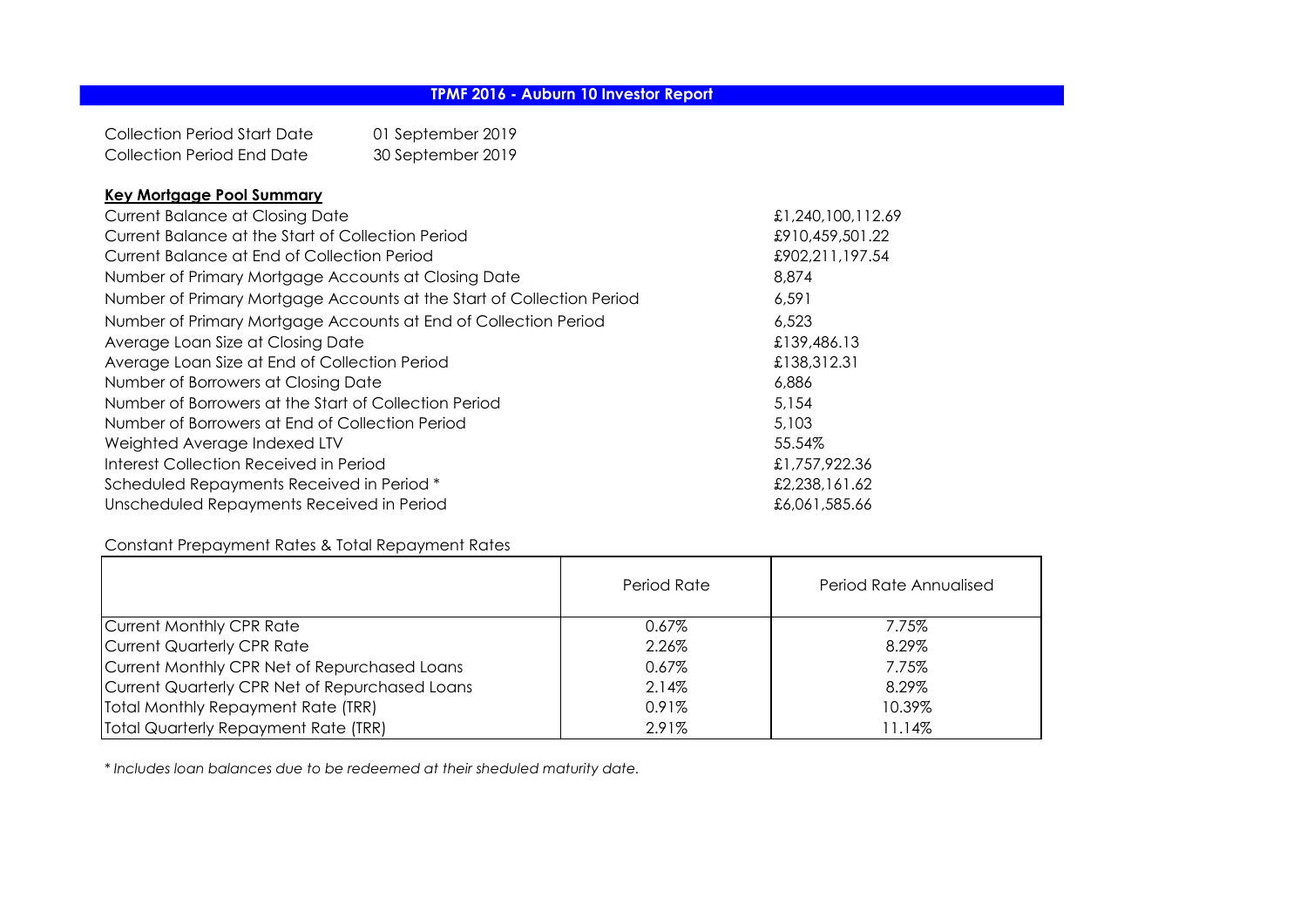# TPMF 2016 - Auburn 10 Investor Report

| | |
|---|---|
| Collection Period Start Date | 01 September 2019 |
| Collection Period End Date | 30 September 2019 |

## **Key Mortgage Pool Summary**

| | |
|---|---|
| Current Balance at Closing Date | £1,240,100,112.69 |
| Current Balance at the Start of Collection Period | £910,459,501.22 |
| Current Balance at End of Collection Period | £902,211,197.54 |
| Number of Primary Mortgage Accounts at Closing Date | 8,874 |
| Number of Primary Mortgage Accounts at the Start of Collection Period | 6,591 |
| Number of Primary Mortgage Accounts at End of Collection Period | 6,523 |
| Average Loan Size at Closing Date | £139,486.13 |
| Average Loan Size at End of Collection Period | £138,312.31 |
| Number of Borrowers at Closing Date | 6,886 |
| Number of Borrowers at the Start of Collection Period | 5,154 |
| Number of Borrowers at End of Collection Period | 5,103 |
| Weighted Average Indexed LTV | 55.54% |
| Interest Collection Received in Period | £1,757,922.36 |
| Scheduled Repayments Received in Period * | £2,238,161.62 |
| Unscheduled Repayments Received in Period | £6,061,585.66 |

Constant Prepayment Rates & Total Repayment Rates

| | Period Rate | Period Rate Annualised |
|---|---|---|
| Current Monthly CPR Rate | 0.67% | 7.75% |
| Current Quarterly CPR Rate | 2.26% | 8.29% |
| Current Monthly CPR Net of Repurchased Loans | 0.67% | 7.75% |
| Current Quarterly CPR Net of Repurchased Loans | 2.14% | 8.29% |
| Total Monthly Repayment Rate (TRR) | 0.91% | 10.39% |
| Total Quarterly Repayment Rate (TRR) | 2.91% | 11.14% |

*\* Includes loan balances due to be redeemed at their sheduled maturity date.*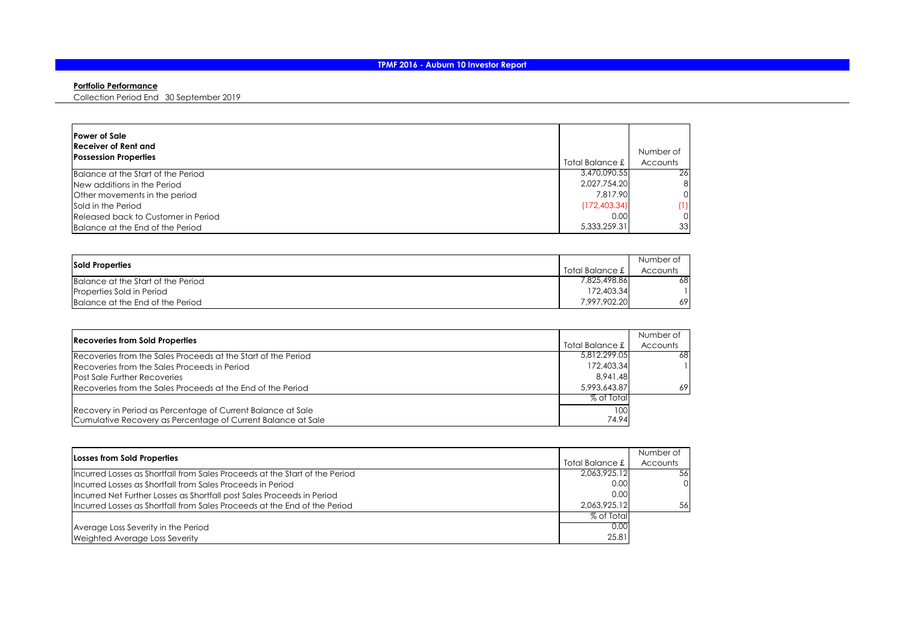# TPMF 2016 - Auburn 10 Investor Report

**Portfolio Performance**

Collection Period End 30 September 2019

| **Power of Sale Receiver of Rent and Possession Properties** | Total Balance £ | Number of Accounts |
|---|---|---|
| Balance at the Start of the Period | 3,470,090.55 | 26 |
| New additions in the Period | 2,027,754.20 | 8 |
| Other movements in the period | 7,817.90 | 0 |
| Sold in the Period | (172,403.34) | (1) |
| Released back to Customer in Period | 0.00 | 0 |
| Balance at the End of the Period | 5,333,259.31 | 33 |

| **Sold Properties** | Total Balance £ | Number of Accounts |
|---|---|---|
| Balance at the Start of the Period | 7,825,498.86 | 68 |
| Properties Sold in Period | 172,403.34 | 1 |
| Balance at the End of the Period | 7,997,902.20 | 69 |

| **Recoveries from Sold Properties** | Total Balance £ | Number of Accounts |
|---|---|---|
| Recoveries from the Sales Proceeds at the Start of the Period | 5,812,299.05 | 68 |
| Recoveries from the Sales Proceeds in Period | 172,403.34 | 1 |
| Post Sale Further Recoveries | 8,941.48 | |
| Recoveries from the Sales Proceeds at the End of the Period | 5,993,643.87 | 69 |
| | % of Total | |
| Recovery in Period as Percentage of Current Balance at Sale | 100 | |
| Cumulative Recovery as Percentage of Current Balance at Sale | 74.94 | |

| **Losses from Sold Properties** | Total Balance £ | Number of Accounts |
|---|---|---|
| Incurred Losses as Shortfall from Sales Proceeds at the Start of the Period | 2,063,925.12 | 56 |
| Incurred Losses as Shortfall from Sales Proceeds in Period | 0.00 | 0 |
| Incurred Net Further Losses as Shortfall post Sales Proceeds in Period | 0.00 | |
| Incurred Losses as Shortfall from Sales Proceeds at the End of the Period | 2,063,925.12 | 56 |
| | % of Total | |
| Average Loss Severity in the Period | 0.00 | |
| Weighted Average Loss Severity | 25.81 | |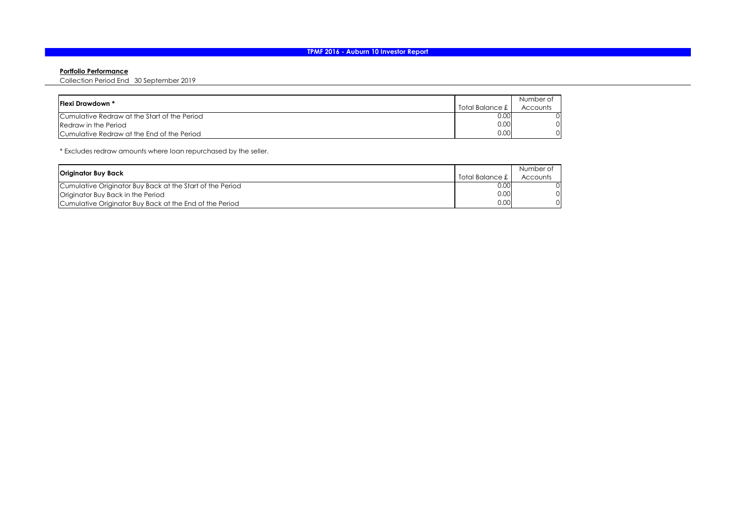# TPMF 2016 - Auburn 10 Investor Report

**Portfolio Performance**

Collection Period End 30 September 2019

| Flexi Drawdown * | Total Balance £ | Number of Accounts |
|---|---|---|
| Cumulative Redraw at the Start of the Period | 0.00 | 0 |
| Redraw in the Period | 0.00 | 0 |
| Cumulative Redraw at the End of the Period | 0.00 | 0 |

* Excludes redraw amounts where loan repurchased by the seller.

| Originator Buy Back | Total Balance £ | Number of Accounts |
|---|---|---|
| Cumulative Originator Buy Back at the Start of the Period | 0.00 | 0 |
| Originator Buy Back in the Period | 0.00 | 0 |
| Cumulative Originator Buy Back at the End of the Period | 0.00 | 0 |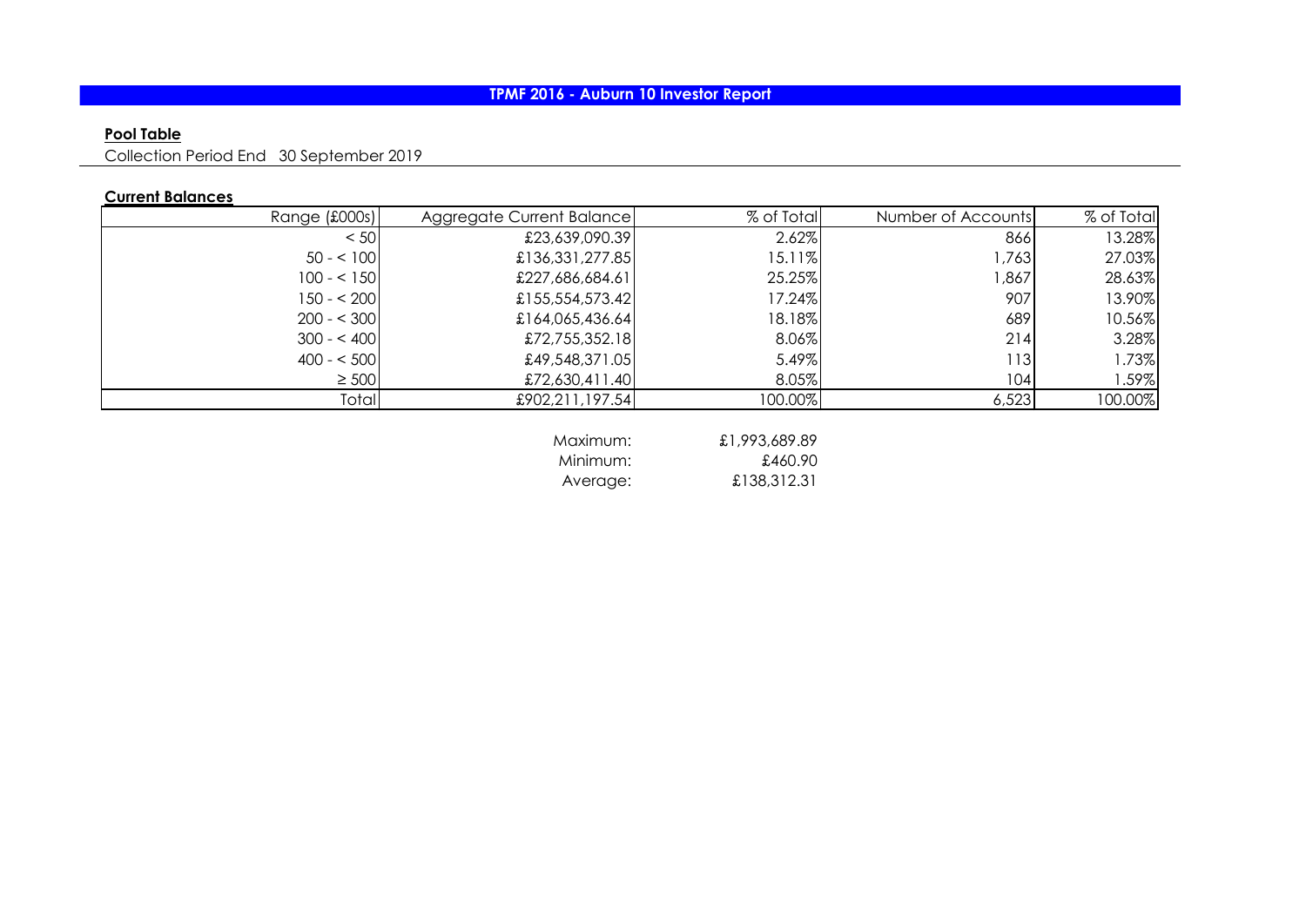# TPMF 2016 - Auburn 10 Investor Report

**Pool Table**

Collection Period End 30 September 2019

**Current Balances**

| Range (£000s) | Aggregate Current Balance | % of Total | Number of Accounts | % of Total |
|---|---|---|---|---|
| < 50 | £23,639,090.39 | 2.62% | 866 | 13.28% |
| 50 - < 100 | £136,331,277.85 | 15.11% | 1,763 | 27.03% |
| 100 - < 150 | £227,686,684.61 | 25.25% | 1,867 | 28.63% |
| 150 - < 200 | £155,554,573.42 | 17.24% | 907 | 13.90% |
| 200 - < 300 | £164,065,436.64 | 18.18% | 689 | 10.56% |
| 300 - < 400 | £72,755,352.18 | 8.06% | 214 | 3.28% |
| 400 - < 500 | £49,548,371.05 | 5.49% | 113 | 1.73% |
| ≥ 500 | £72,630,411.40 | 8.05% | 104 | 1.59% |
| Total | £902,211,197.54 | 100.00% | 6,523 | 100.00% |

| | |
|---|---|
| Maximum: | £1,993,689.89 |
| Minimum: | £460.90 |
| Average: | £138,312.31 |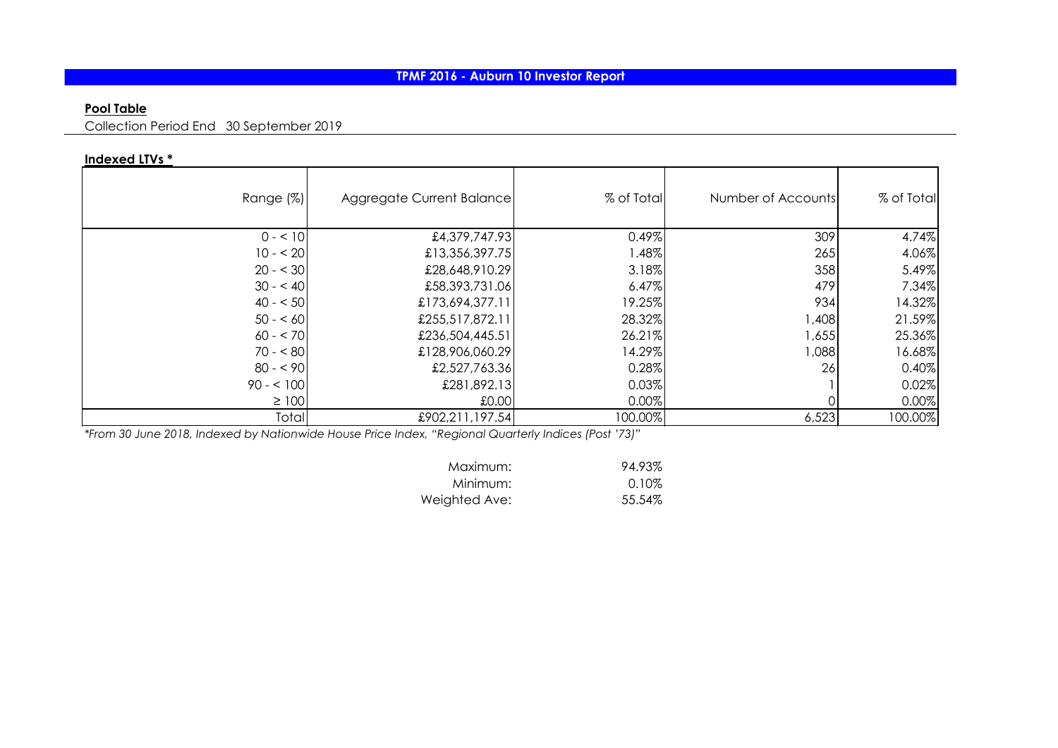# TPMF 2016 - Auburn 10 Investor Report

**Pool Table**

Collection Period End 30 September 2019

**Indexed LTVs ***

| Range (%) | Aggregate Current Balance | % of Total | Number of Accounts | % of Total |
|---|---|---|---|---|
| 0 - < 10 | £4,379,747.93 | 0.49% | 309 | 4.74% |
| 10 - < 20 | £13,356,397.75 | 1.48% | 265 | 4.06% |
| 20 - < 30 | £28,648,910.29 | 3.18% | 358 | 5.49% |
| 30 - < 40 | £58,393,731.06 | 6.47% | 479 | 7.34% |
| 40 - < 50 | £173,694,377.11 | 19.25% | 934 | 14.32% |
| 50 - < 60 | £255,517,872.11 | 28.32% | 1,408 | 21.59% |
| 60 - < 70 | £236,504,445.51 | 26.21% | 1,655 | 25.36% |
| 70 - < 80 | £128,906,060.29 | 14.29% | 1,088 | 16.68% |
| 80 - < 90 | £2,527,763.36 | 0.28% | 26 | 0.40% |
| 90 - < 100 | £281,892.13 | 0.03% | 1 | 0.02% |
| ≥ 100 | £0.00 | 0.00% | 0 | 0.00% |
| Total | £902,211,197.54 | 100.00% | 6,523 | 100.00% |

*\*From 30 June 2018, Indexed by Nationwide House Price Index, "Regional Quarterly Indices (Post '73)"*

| | |
|---|---|
| Maximum: | 94.93% |
| Minimum: | 0.10% |
| Weighted Ave: | 55.54% |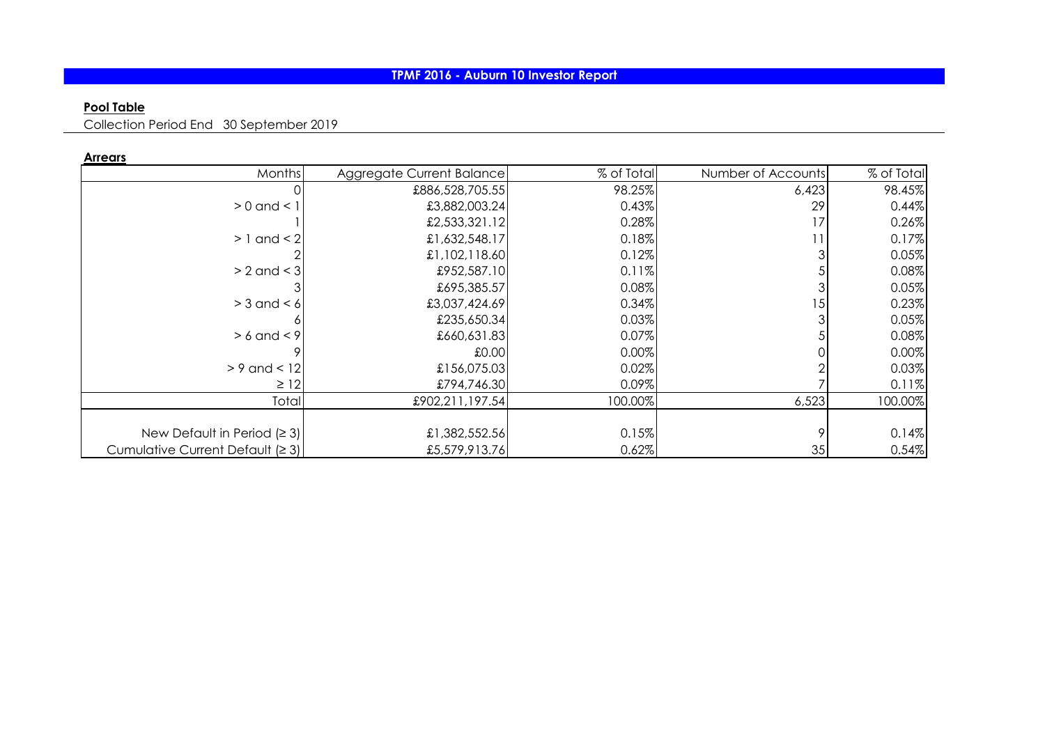# TPMF 2016 - Auburn 10 Investor Report

**Pool Table**

Collection Period End 30 September 2019

**Arrears**

| Months | Aggregate Current Balance | % of Total | Number of Accounts | % of Total |
|---|---|---|---|---|
| 0 | £886,528,705.55 | 98.25% | 6,423 | 98.45% |
| > 0 and < 1 | £3,882,003.24 | 0.43% | 29 | 0.44% |
| 1 | £2,533,321.12 | 0.28% | 17 | 0.26% |
| > 1 and < 2 | £1,632,548.17 | 0.18% | 11 | 0.17% |
| 2 | £1,102,118.60 | 0.12% | 3 | 0.05% |
| > 2 and < 3 | £952,587.10 | 0.11% | 5 | 0.08% |
| 3 | £695,385.57 | 0.08% | 3 | 0.05% |
| > 3 and < 6 | £3,037,424.69 | 0.34% | 15 | 0.23% |
| 6 | £235,650.34 | 0.03% | 3 | 0.05% |
| > 6 and < 9 | £660,631.83 | 0.07% | 5 | 0.08% |
| 9 | £0.00 | 0.00% | 0 | 0.00% |
| > 9 and < 12 | £156,075.03 | 0.02% | 2 | 0.03% |
| ≥ 12 | £794,746.30 | 0.09% | 7 | 0.11% |
| Total | £902,211,197.54 | 100.00% | 6,523 | 100.00% |
| | | | | |
| New Default in Period (≥ 3) | £1,382,552.56 | 0.15% | 9 | 0.14% |
| Cumulative Current Default (≥ 3) | £5,579,913.76 | 0.62% | 35 | 0.54% |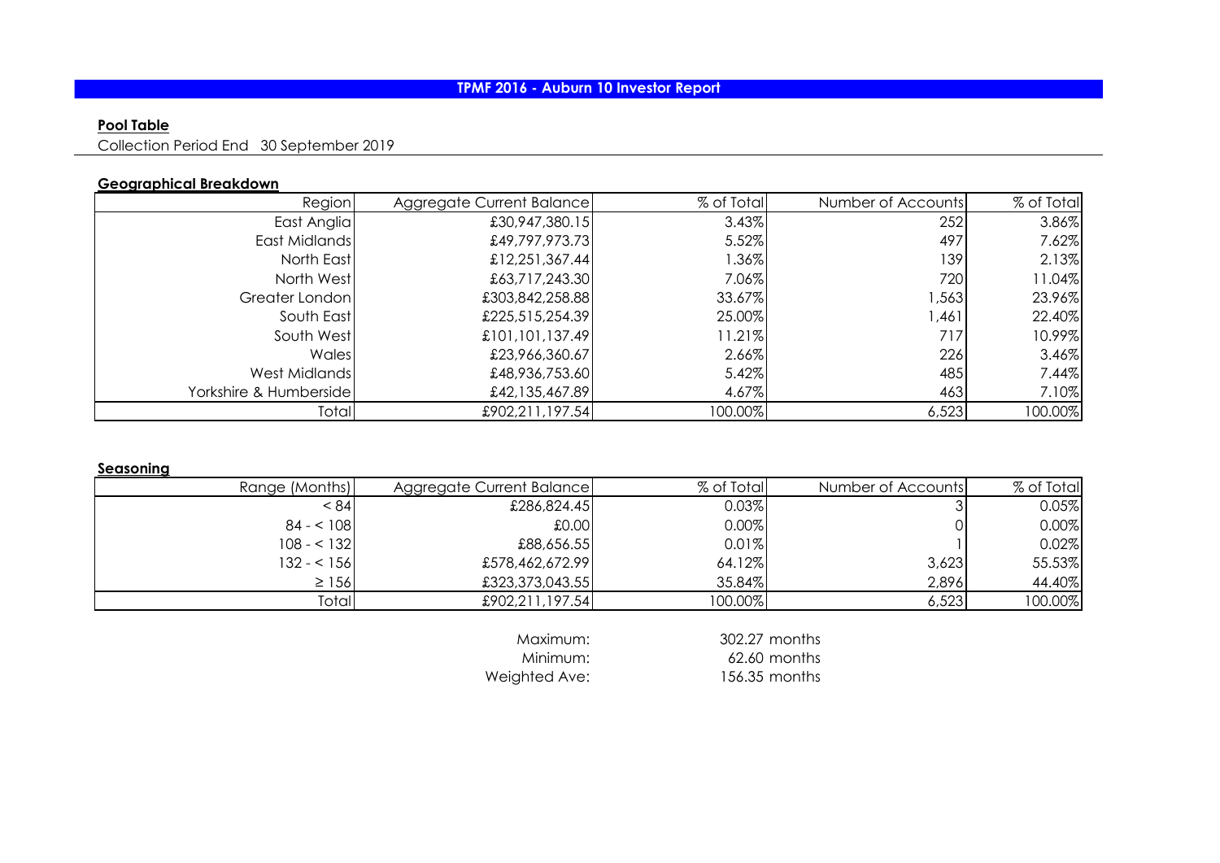# TPMF 2016 - Auburn 10 Investor Report

**Pool Table**

Collection Period End 30 September 2019

**Geographical Breakdown**

| Region | Aggregate Current Balance | % of Total | Number of Accounts | % of Total |
|---|---|---|---|---|
| East Anglia | £30,947,380.15 | 3.43% | 252 | 3.86% |
| East Midlands | £49,797,973.73 | 5.52% | 497 | 7.62% |
| North East | £12,251,367.44 | 1.36% | 139 | 2.13% |
| North West | £63,717,243.30 | 7.06% | 720 | 11.04% |
| Greater London | £303,842,258.88 | 33.67% | 1,563 | 23.96% |
| South East | £225,515,254.39 | 25.00% | 1,461 | 22.40% |
| South West | £101,101,137.49 | 11.21% | 717 | 10.99% |
| Wales | £23,966,360.67 | 2.66% | 226 | 3.46% |
| West Midlands | £48,936,753.60 | 5.42% | 485 | 7.44% |
| Yorkshire & Humberside | £42,135,467.89 | 4.67% | 463 | 7.10% |
| Total | £902,211,197.54 | 100.00% | 6,523 | 100.00% |

**Seasoning**

| Range (Months) | Aggregate Current Balance | % of Total | Number of Accounts | % of Total |
|---|---|---|---|---|
| < 84 | £286,824.45 | 0.03% | 3 | 0.05% |
| 84 - < 108 | £0.00 | 0.00% | 0 | 0.00% |
| 108 - < 132 | £88,656.55 | 0.01% | 1 | 0.02% |
| 132 - < 156 | £578,462,672.99 | 64.12% | 3,623 | 55.53% |
| ≥ 156 | £323,373,043.55 | 35.84% | 2,896 | 44.40% |
| Total | £902,211,197.54 | 100.00% | 6,523 | 100.00% |

| | |
|---|---|
| Maximum: | 302.27 months |
| Minimum: | 62.60 months |
| Weighted Ave: | 156.35 months |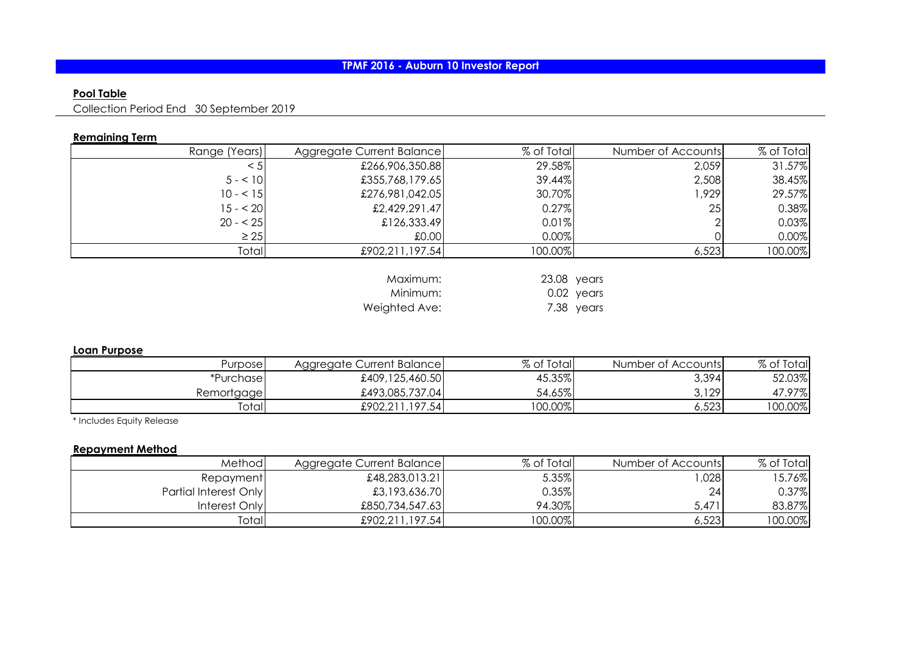# TPMF 2016 - Auburn 10 Investor Report

## Pool Table

Collection Period End 30 September 2019

### Remaining Term

| Range (Years) | Aggregate Current Balance | % of Total | Number of Accounts | % of Total |
|---|---|---|---|---|
| < 5 | £266,906,350.88 | 29.58% | 2,059 | 31.57% |
| 5 - < 10 | £355,768,179.65 | 39.44% | 2,508 | 38.45% |
| 10 - < 15 | £276,981,042.05 | 30.70% | 1,929 | 29.57% |
| 15 - < 20 | £2,429,291.47 | 0.27% | 25 | 0.38% |
| 20 - < 25 | £126,333.49 | 0.01% | 2 | 0.03% |
| ≥ 25 | £0.00 | 0.00% | 0 | 0.00% |
| Total | £902,211,197.54 | 100.00% | 6,523 | 100.00% |

| | |
|---|---|
| Maximum: | 23.08 years |
| Minimum: | 0.02 years |
| Weighted Ave: | 7.38 years |

### Loan Purpose

| Purpose | Aggregate Current Balance | % of Total | Number of Accounts | % of Total |
|---|---|---|---|---|
| *Purchase | £409,125,460.50 | 45.35% | 3,394 | 52.03% |
| Remortgage | £493,085,737.04 | 54.65% | 3,129 | 47.97% |
| Total | £902,211,197.54 | 100.00% | 6,523 | 100.00% |

* Includes Equity Release

### Repayment Method

| Method | Aggregate Current Balance | % of Total | Number of Accounts | % of Total |
|---|---|---|---|---|
| Repayment | £48,283,013.21 | 5.35% | 1,028 | 15.76% |
| Partial Interest Only | £3,193,636.70 | 0.35% | 24 | 0.37% |
| Interest Only | £850,734,547.63 | 94.30% | 5,471 | 83.87% |
| Total | £902,211,197.54 | 100.00% | 6,523 | 100.00% |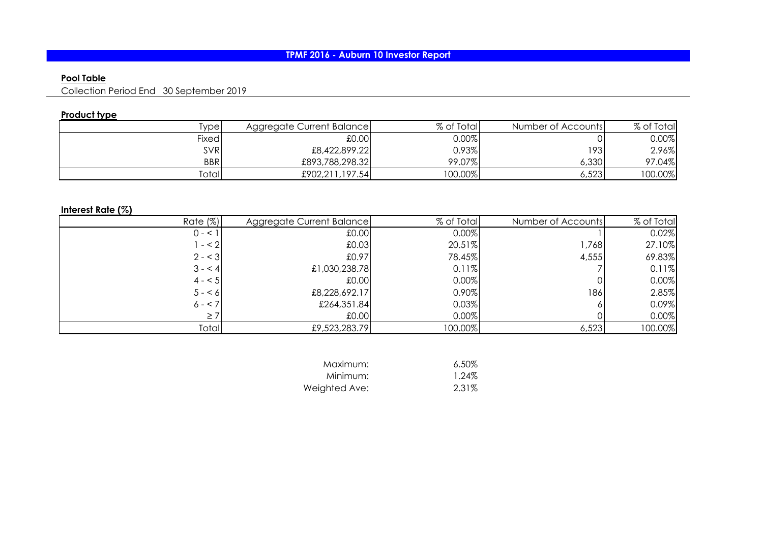# TPMF 2016 - Auburn 10 Investor Report

**Pool Table**

Collection Period End 30 September 2019

**Product type**

| Type | Aggregate Current Balance | % of Total | Number of Accounts | % of Total |
|---|---|---|---|---|
| Fixed | £0.00 | 0.00% | 0 | 0.00% |
| SVR | £8,422,899.22 | 0.93% | 193 | 2.96% |
| BBR | £893,788,298.32 | 99.07% | 6,330 | 97.04% |
| Total | £902,211,197.54 | 100.00% | 6,523 | 100.00% |

**Interest Rate (%)**

| Rate (%) | Aggregate Current Balance | % of Total | Number of Accounts | % of Total |
|---|---|---|---|---|
| 0 - < 1 | £0.00 | 0.00% | 1 | 0.02% |
| 1 - < 2 | £0.03 | 20.51% | 1,768 | 27.10% |
| 2 - < 3 | £0.97 | 78.45% | 4,555 | 69.83% |
| 3 - < 4 | £1,030,238.78 | 0.11% | 7 | 0.11% |
| 4 - < 5 | £0.00 | 0.00% | 0 | 0.00% |
| 5 - < 6 | £8,228,692.17 | 0.90% | 186 | 2.85% |
| 6 - < 7 | £264,351.84 | 0.03% | 6 | 0.09% |
| ≥ 7 | £0.00 | 0.00% | 0 | 0.00% |
| Total | £9,523,283.79 | 100.00% | 6,523 | 100.00% |

| | |
|---|---|
| Maximum: | 6.50% |
| Minimum: | 1.24% |
| Weighted Ave: | 2.31% |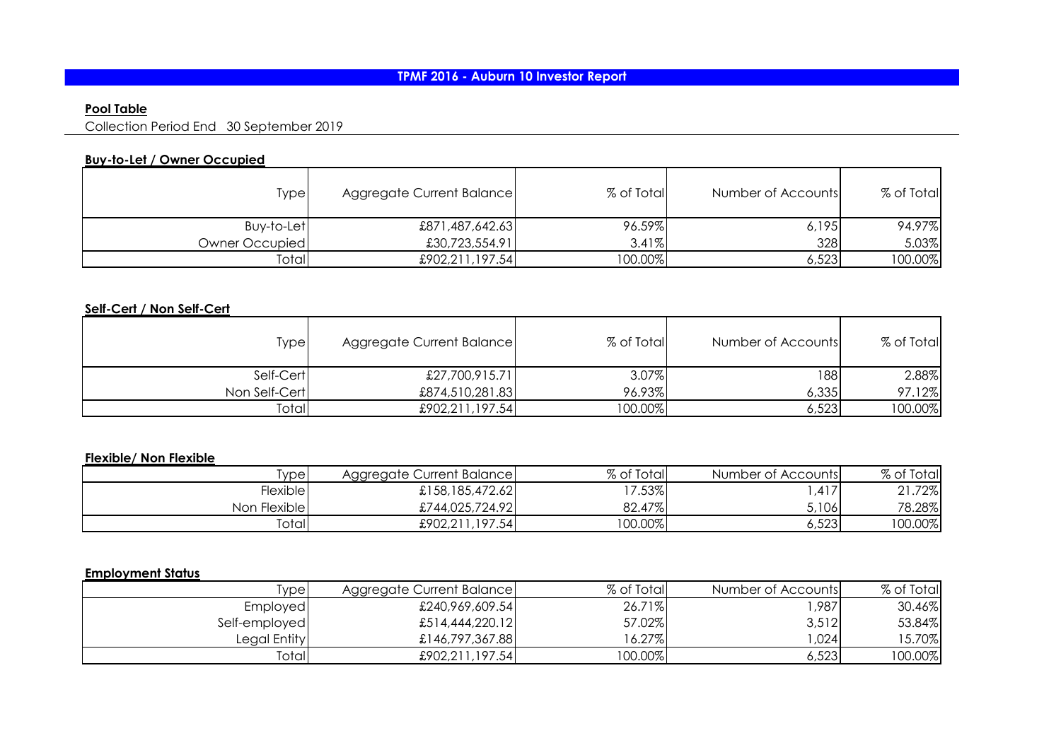# TPMF 2016 - Auburn 10 Investor Report

**Pool Table**

Collection Period End 30 September 2019

**Buy-to-Let / Owner Occupied**

| Type | Aggregate Current Balance | % of Total | Number of Accounts | % of Total |
|---|---|---|---|---|
| Buy-to-Let | £871,487,642.63 | 96.59% | 6,195 | 94.97% |
| Owner Occupied | £30,723,554.91 | 3.41% | 328 | 5.03% |
| Total | £902,211,197.54 | 100.00% | 6,523 | 100.00% |

**Self-Cert / Non Self-Cert**

| Type | Aggregate Current Balance | % of Total | Number of Accounts | % of Total |
|---|---|---|---|---|
| Self-Cert | £27,700,915.71 | 3.07% | 188 | 2.88% |
| Non Self-Cert | £874,510,281.83 | 96.93% | 6,335 | 97.12% |
| Total | £902,211,197.54 | 100.00% | 6,523 | 100.00% |

**Flexible/ Non Flexible**

| Type | Aggregate Current Balance | % of Total | Number of Accounts | % of Total |
|---|---|---|---|---|
| Flexible | £158,185,472.62 | 17.53% | 1,417 | 21.72% |
| Non Flexible | £744,025,724.92 | 82.47% | 5,106 | 78.28% |
| Total | £902,211,197.54 | 100.00% | 6,523 | 100.00% |

**Employment Status**

| Type | Aggregate Current Balance | % of Total | Number of Accounts | % of Total |
|---|---|---|---|---|
| Employed | £240,969,609.54 | 26.71% | 1,987 | 30.46% |
| Self-employed | £514,444,220.12 | 57.02% | 3,512 | 53.84% |
| Legal Entity | £146,797,367.88 | 16.27% | 1,024 | 15.70% |
| Total | £902,211,197.54 | 100.00% | 6,523 | 100.00% |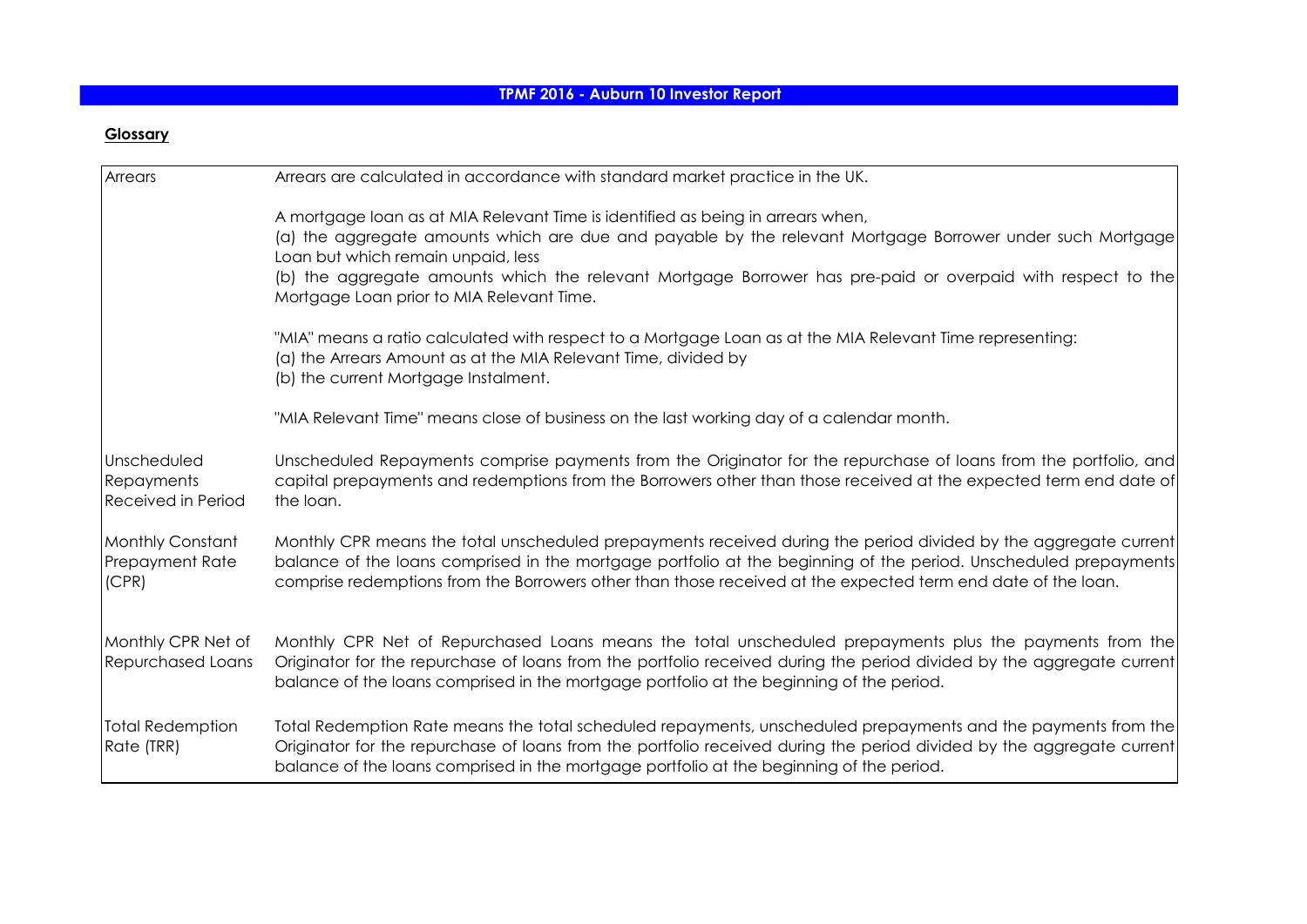# TPMF 2016 - Auburn 10 Investor Report

## Glossary

| | |
|---|---|
| Arrears | Arrears are calculated in accordance with standard market practice in the UK.<br><br>A mortgage loan as at MIA Relevant Time is identified as being in arrears when,<br>(a) the aggregate amounts which are due and payable by the relevant Mortgage Borrower under such Mortgage Loan but which remain unpaid, less<br>(b) the aggregate amounts which the relevant Mortgage Borrower has pre-paid or overpaid with respect to the Mortgage Loan prior to MIA Relevant Time.<br><br>"MIA" means a ratio calculated with respect to a Mortgage Loan as at the MIA Relevant Time representing:<br>(a) the Arrears Amount as at the MIA Relevant Time, divided by<br>(b) the current Mortgage Instalment.<br><br>"MIA Relevant Time" means close of business on the last working day of a calendar month. |
| Unscheduled Repayments Received in Period | Unscheduled Repayments comprise payments from the Originator for the repurchase of loans from the portfolio, and capital prepayments and redemptions from the Borrowers other than those received at the expected term end date of the loan. |
| Monthly Constant Prepayment Rate (CPR) | Monthly CPR means the total unscheduled prepayments received during the period divided by the aggregate current balance of the loans comprised in the mortgage portfolio at the beginning of the period. Unscheduled prepayments comprise redemptions from the Borrowers other than those received at the expected term end date of the loan. |
| Monthly CPR Net of Repurchased Loans | Monthly CPR Net of Repurchased Loans means the total unscheduled prepayments plus the payments from the Originator for the repurchase of loans from the portfolio received during the period divided by the aggregate current balance of the loans comprised in the mortgage portfolio at the beginning of the period. |
| Total Redemption Rate (TRR) | Total Redemption Rate means the total scheduled repayments, unscheduled prepayments and the payments from the Originator for the repurchase of loans from the portfolio received during the period divided by the aggregate current balance of the loans comprised in the mortgage portfolio at the beginning of the period. |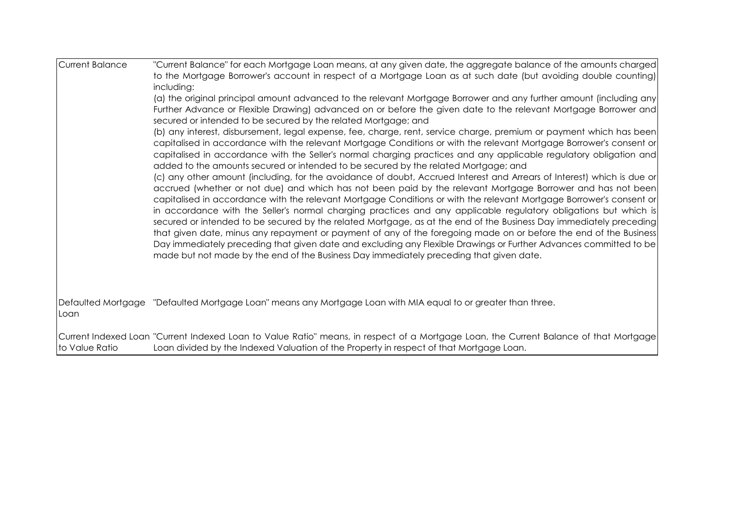| | |
|---|---|
| Current Balance | "Current Balance" for each Mortgage Loan means, at any given date, the aggregate balance of the amounts charged to the Mortgage Borrower's account in respect of a Mortgage Loan as at such date (but avoiding double counting) including:<br>(a) the original principal amount advanced to the relevant Mortgage Borrower and any further amount (including any Further Advance or Flexible Drawing) advanced on or before the given date to the relevant Mortgage Borrower and secured or intended to be secured by the related Mortgage; and<br>(b) any interest, disbursement, legal expense, fee, charge, rent, service charge, premium or payment which has been capitalised in accordance with the relevant Mortgage Conditions or with the relevant Mortgage Borrower's consent or capitalised in accordance with the Seller's normal charging practices and any applicable regulatory obligation and added to the amounts secured or intended to be secured by the related Mortgage; and<br>(c) any other amount (including, for the avoidance of doubt, Accrued Interest and Arrears of Interest) which is due or accrued (whether or not due) and which has not been paid by the relevant Mortgage Borrower and has not been capitalised in accordance with the relevant Mortgage Conditions or with the relevant Mortgage Borrower's consent or in accordance with the Seller's normal charging practices and any applicable regulatory obligations but which is secured or intended to be secured by the related Mortgage, as at the end of the Business Day immediately preceding that given date, minus any repayment or payment of any of the foregoing made on or before the end of the Business Day immediately preceding that given date and excluding any Flexible Drawings or Further Advances committed to be made but not made by the end of the Business Day immediately preceding that given date. |
| Defaulted Mortgage Loan | "Defaulted Mortgage Loan" means any Mortgage Loan with MIA equal to or greater than three. |
| Current Indexed Loan to Value Ratio | "Current Indexed Loan to Value Ratio" means, in respect of a Mortgage Loan, the Current Balance of that Mortgage Loan divided by the Indexed Valuation of the Property in respect of that Mortgage Loan. |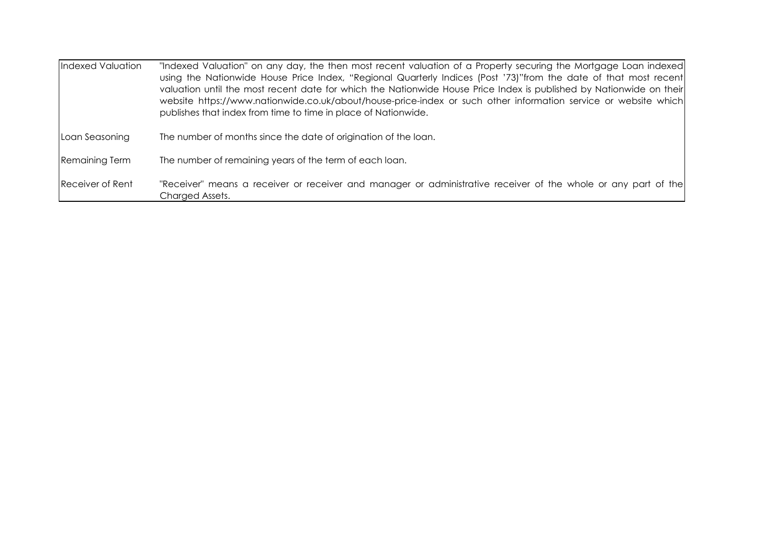| | |
|---|---|
| Indexed Valuation | "Indexed Valuation" on any day, the then most recent valuation of a Property securing the Mortgage Loan indexed using the Nationwide House Price Index, "Regional Quarterly Indices (Post '73)"from the date of that most recent valuation until the most recent date for which the Nationwide House Price Index is published by Nationwide on their website https://www.nationwide.co.uk/about/house-price-index or such other information service or website which publishes that index from time to time in place of Nationwide. |
| Loan Seasoning | The number of months since the date of origination of the loan. |
| Remaining Term | The number of remaining years of the term of each loan. |
| Receiver of Rent | "Receiver" means a receiver or receiver and manager or administrative receiver of the whole or any part of the Charged Assets. |